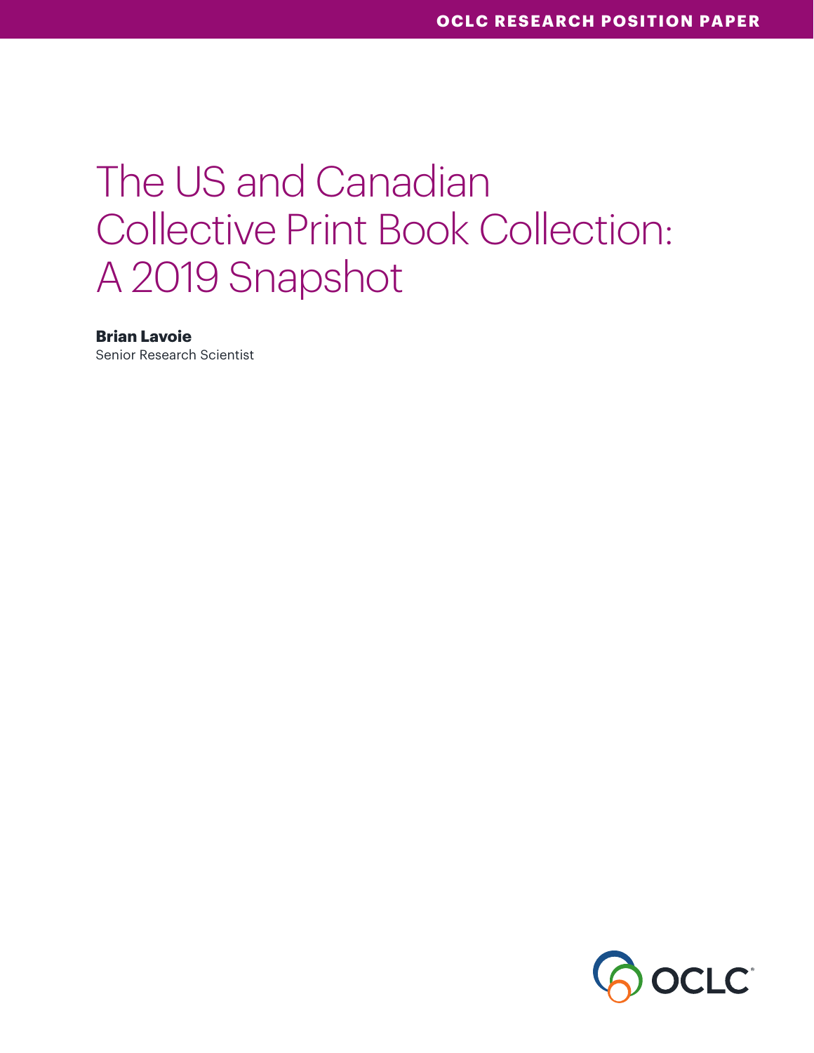OCLC RESEARCH POSITION PAPER

# The US and Canadian Collective Print Book Collection: A 2019 Snapshot

**Brian Lavoie**
Senior Research Scientist

OCLC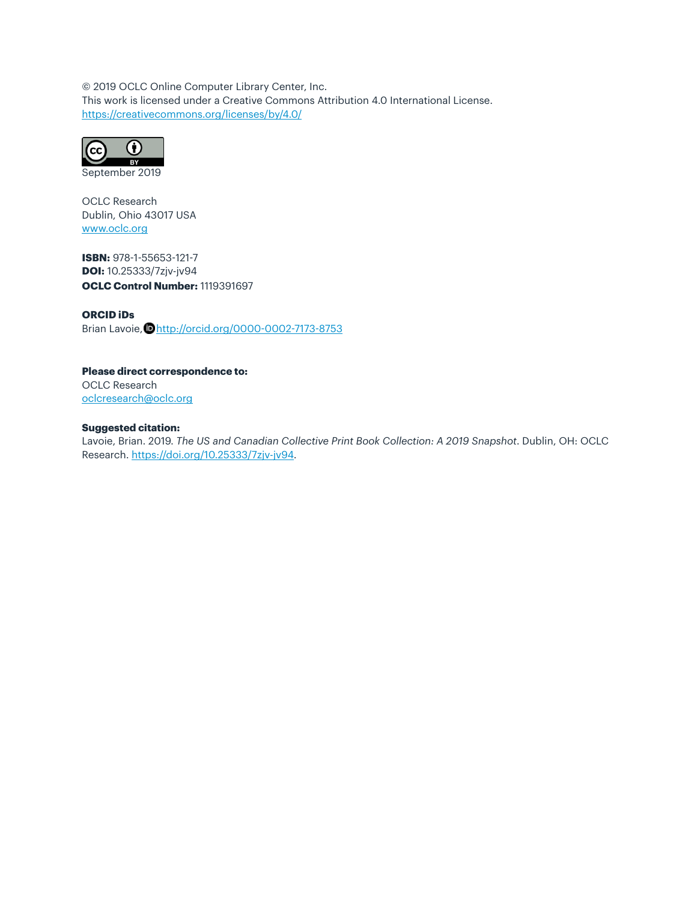© 2019 OCLC Online Computer Library Center, Inc.
This work is licensed under a Creative Commons Attribution 4.0 International License.
https://creativecommons.org/licenses/by/4.0/

September 2019

OCLC Research
Dublin, Ohio 43017 USA
www.oclc.org

**ISBN:** 978-1-55653-121-7
**DOI:** 10.25333/7zjv-jv94
**OCLC Control Number:** 1119391697

**ORCID iDs**
Brian Lavoie, http://orcid.org/0000-0002-7173-8753

**Please direct correspondence to:**
OCLC Research
oclcresearch@oclc.org

**Suggested citation:**
Lavoie, Brian. 2019. *The US and Canadian Collective Print Book Collection: A 2019 Snapshot*. Dublin, OH: OCLC Research. https://doi.org/10.25333/7zjv-jv94.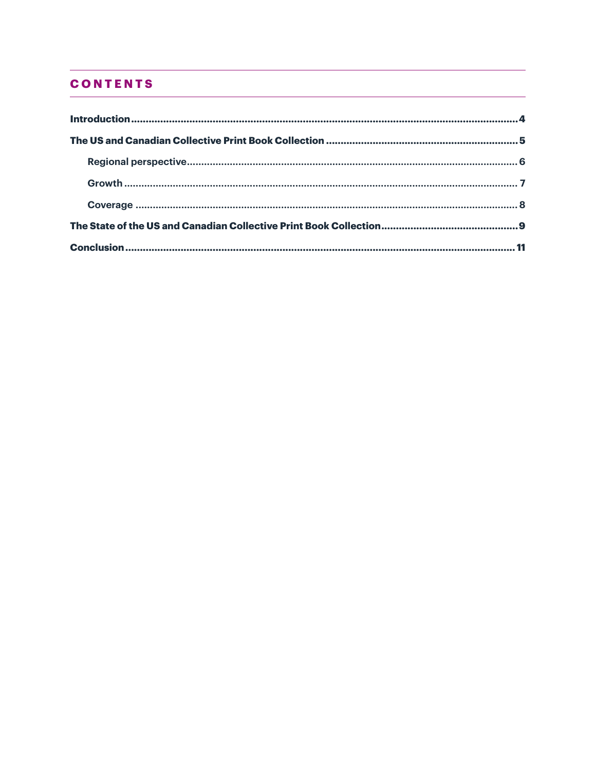## CONTENTS

**Introduction** .......... 4

**The US and Canadian Collective Print Book Collection** .......... 5

- Regional perspective .......... 6
- Growth .......... 7
- Coverage .......... 8

**The State of the US and Canadian Collective Print Book Collection** .......... 9

**Conclusion** .......... 11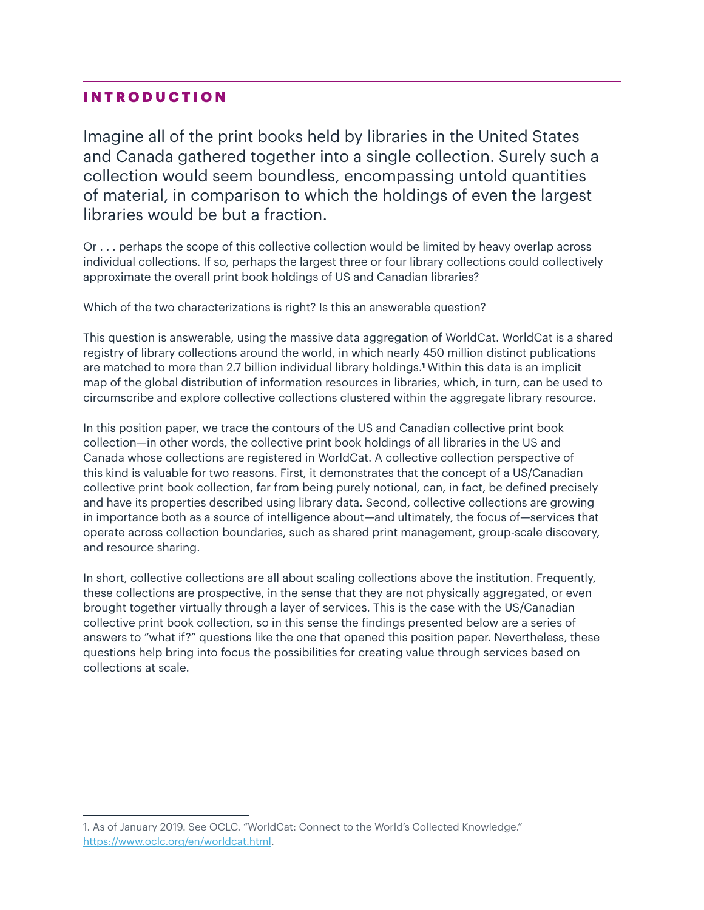## INTRODUCTION

Imagine all of the print books held by libraries in the United States and Canada gathered together into a single collection. Surely such a collection would seem boundless, encompassing untold quantities of material, in comparison to which the holdings of even the largest libraries would be but a fraction.

Or . . . perhaps the scope of this collective collection would be limited by heavy overlap across individual collections. If so, perhaps the largest three or four library collections could collectively approximate the overall print book holdings of US and Canadian libraries?

Which of the two characterizations is right? Is this an answerable question?

This question is answerable, using the massive data aggregation of WorldCat. WorldCat is a shared registry of library collections around the world, in which nearly 450 million distinct publications are matched to more than 2.7 billion individual library holdings.[1] Within this data is an implicit map of the global distribution of information resources in libraries, which, in turn, can be used to circumscribe and explore collective collections clustered within the aggregate library resource.

In this position paper, we trace the contours of the US and Canadian collective print book collection—in other words, the collective print book holdings of all libraries in the US and Canada whose collections are registered in WorldCat. A collective collection perspective of this kind is valuable for two reasons. First, it demonstrates that the concept of a US/Canadian collective print book collection, far from being purely notional, can, in fact, be defined precisely and have its properties described using library data. Second, collective collections are growing in importance both as a source of intelligence about—and ultimately, the focus of—services that operate across collection boundaries, such as shared print management, group-scale discovery, and resource sharing.

In short, collective collections are all about scaling collections above the institution. Frequently, these collections are prospective, in the sense that they are not physically aggregated, or even brought together virtually through a layer of services. This is the case with the US/Canadian collective print book collection, so in this sense the findings presented below are a series of answers to "what if?" questions like the one that opened this position paper. Nevertheless, these questions help bring into focus the possibilities for creating value through services based on collections at scale.

1. As of January 2019. See OCLC. "WorldCat: Connect to the World's Collected Knowledge." https://www.oclc.org/en/worldcat.html.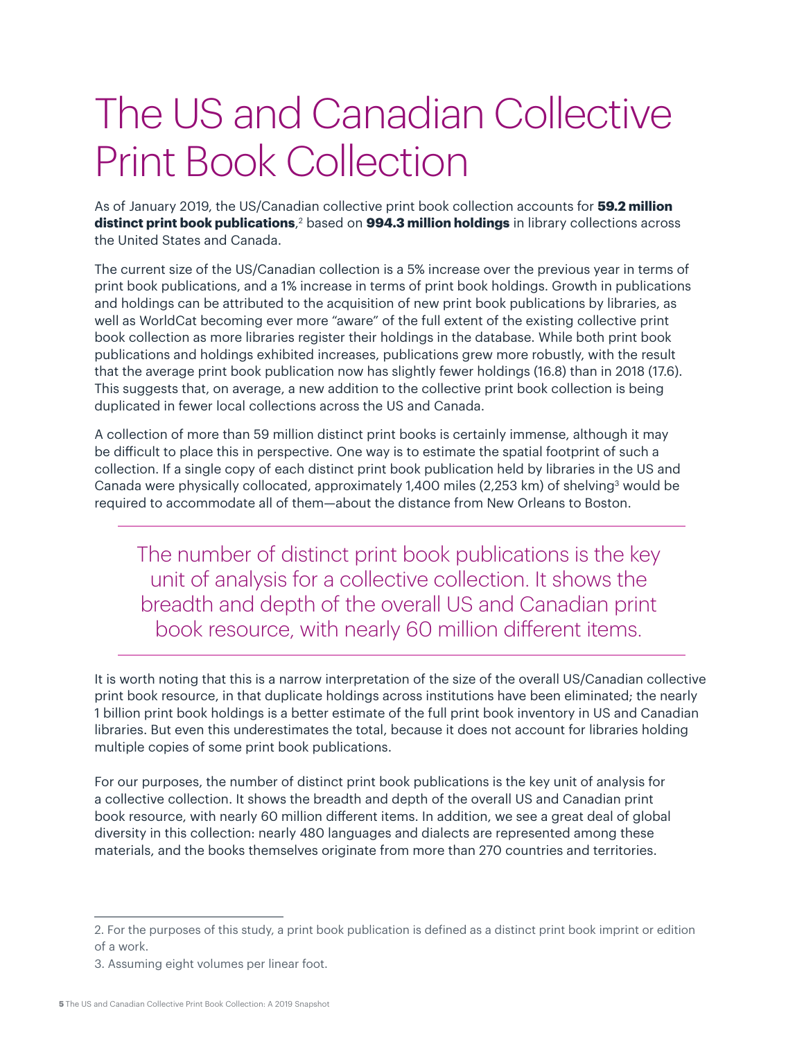# The US and Canadian Collective Print Book Collection

As of January 2019, the US/Canadian collective print book collection accounts for **59.2 million distinct print book publications**,[2] based on **994.3 million holdings** in library collections across the United States and Canada.

The current size of the US/Canadian collection is a 5% increase over the previous year in terms of print book publications, and a 1% increase in terms of print book holdings. Growth in publications and holdings can be attributed to the acquisition of new print book publications by libraries, as well as WorldCat becoming ever more "aware" of the full extent of the existing collective print book collection as more libraries register their holdings in the database. While both print book publications and holdings exhibited increases, publications grew more robustly, with the result that the average print book publication now has slightly fewer holdings (16.8) than in 2018 (17.6). This suggests that, on average, a new addition to the collective print book collection is being duplicated in fewer local collections across the US and Canada.

A collection of more than 59 million distinct print books is certainly immense, although it may be difficult to place this in perspective. One way is to estimate the spatial footprint of such a collection. If a single copy of each distinct print book publication held by libraries in the US and Canada were physically collocated, approximately 1,400 miles (2,253 km) of shelving[3] would be required to accommodate all of them—about the distance from New Orleans to Boston.

> The number of distinct print book publications is the key unit of analysis for a collective collection. It shows the breadth and depth of the overall US and Canadian print book resource, with nearly 60 million different items.

It is worth noting that this is a narrow interpretation of the size of the overall US/Canadian collective print book resource, in that duplicate holdings across institutions have been eliminated; the nearly 1 billion print book holdings is a better estimate of the full print book inventory in US and Canadian libraries. But even this underestimates the total, because it does not account for libraries holding multiple copies of some print book publications.

For our purposes, the number of distinct print book publications is the key unit of analysis for a collective collection. It shows the breadth and depth of the overall US and Canadian print book resource, with nearly 60 million different items. In addition, we see a great deal of global diversity in this collection: nearly 480 languages and dialects are represented among these materials, and the books themselves originate from more than 270 countries and territories.

---

2. For the purposes of this study, a print book publication is defined as a distinct print book imprint or edition of a work.

3. Assuming eight volumes per linear foot.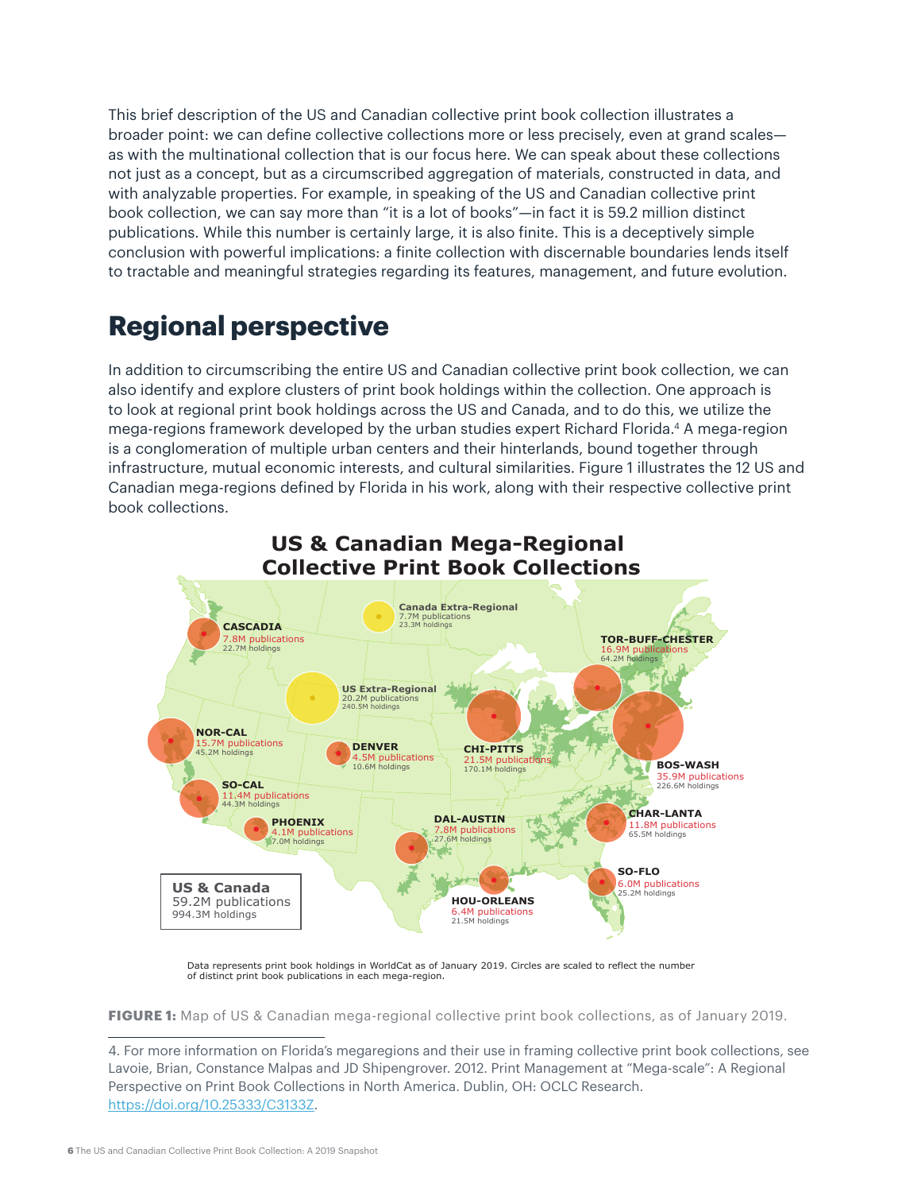This brief description of the US and Canadian collective print book collection illustrates a broader point: we can define collective collections more or less precisely, even at grand scales—as with the multinational collection that is our focus here. We can speak about these collections not just as a concept, but as a circumscribed aggregation of materials, constructed in data, and with analyzable properties. For example, in speaking of the US and Canadian collective print book collection, we can say more than "it is a lot of books"—in fact it is 59.2 million distinct publications. While this number is certainly large, it is also finite. This is a deceptively simple conclusion with powerful implications: a finite collection with discernable boundaries lends itself to tractable and meaningful strategies regarding its features, management, and future evolution.

## Regional perspective

In addition to circumscribing the entire US and Canadian collective print book collection, we can also identify and explore clusters of print book holdings within the collection. One approach is to look at regional print book holdings across the US and Canada, and to do this, we utilize the mega-regions framework developed by the urban studies expert Richard Florida.[4] A mega-region is a conglomeration of multiple urban centers and their hinterlands, bound together through infrastructure, mutual economic interests, and cultural similarities. Figure 1 illustrates the 12 US and Canadian mega-regions defined by Florida in his work, along with their respective collective print book collections.

**US & Canadian Mega-Regional Collective Print Book Collections**

| Region | Publications | Holdings |
|---|---|---|
| Canada Extra-Regional | 7.7M publications | 23.3M holdings |
| CASCADIA | 7.8M publications | 22.7M holdings |
| TOR-BUFF-CHESTER | 16.9M publications | 64.2M holdings |
| US Extra-Regional | 20.2M publications | 240.5M holdings |
| NOR-CAL | 15.7M publications | 45.2M holdings |
| DENVER | 4.5M publications | 10.6M holdings |
| CHI-PITTS | 21.5M publications | 170.1M holdings |
| BOS-WASH | 35.9M publications | 226.6M holdings |
| SO-CAL | 11.4M publications | 44.3M holdings |
| PHOENIX | 4.1M publications | 7.0M holdings |
| DAL-AUSTIN | 7.8M publications | 27.6M holdings |
| CHAR-LANTA | 11.8M publications | 65.5M holdings |
| SO-FLO | 6.0M publications | 25.2M holdings |
| HOU-ORLEANS | 6.4M publications | 21.5M holdings |
| US & Canada | 59.2M publications | 994.3M holdings |

Data represents print book holdings in WorldCat as of January 2019. Circles are scaled to reflect the number of distinct print book publications in each mega-region.

**FIGURE 1:** Map of US & Canadian mega-regional collective print book collections, as of January 2019.

---

4. For more information on Florida's megaregions and their use in framing collective print book collections, see Lavoie, Brian, Constance Malpas and JD Shipengrover. 2012. Print Management at "Mega-scale": A Regional Perspective on Print Book Collections in North America. Dublin, OH: OCLC Research. https://doi.org/10.25333/C3133Z.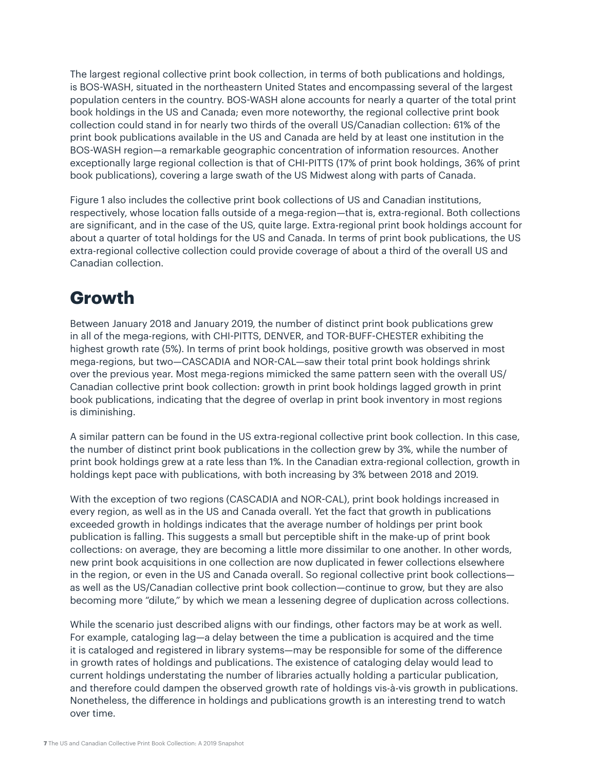The largest regional collective print book collection, in terms of both publications and holdings, is BOS-WASH, situated in the northeastern United States and encompassing several of the largest population centers in the country. BOS-WASH alone accounts for nearly a quarter of the total print book holdings in the US and Canada; even more noteworthy, the regional collective print book collection could stand in for nearly two thirds of the overall US/Canadian collection: 61% of the print book publications available in the US and Canada are held by at least one institution in the BOS-WASH region—a remarkable geographic concentration of information resources. Another exceptionally large regional collection is that of CHI-PITTS (17% of print book holdings, 36% of print book publications), covering a large swath of the US Midwest along with parts of Canada.

Figure 1 also includes the collective print book collections of US and Canadian institutions, respectively, whose location falls outside of a mega-region—that is, extra-regional. Both collections are significant, and in the case of the US, quite large. Extra-regional print book holdings account for about a quarter of total holdings for the US and Canada. In terms of print book publications, the US extra-regional collective collection could provide coverage of about a third of the overall US and Canadian collection.

## Growth

Between January 2018 and January 2019, the number of distinct print book publications grew in all of the mega-regions, with CHI-PITTS, DENVER, and TOR-BUFF-CHESTER exhibiting the highest growth rate (5%). In terms of print book holdings, positive growth was observed in most mega-regions, but two—CASCADIA and NOR-CAL—saw their total print book holdings shrink over the previous year. Most mega-regions mimicked the same pattern seen with the overall US/Canadian collective print book collection: growth in print book holdings lagged growth in print book publications, indicating that the degree of overlap in print book inventory in most regions is diminishing.

A similar pattern can be found in the US extra-regional collective print book collection. In this case, the number of distinct print book publications in the collection grew by 3%, while the number of print book holdings grew at a rate less than 1%. In the Canadian extra-regional collection, growth in holdings kept pace with publications, with both increasing by 3% between 2018 and 2019.

With the exception of two regions (CASCADIA and NOR-CAL), print book holdings increased in every region, as well as in the US and Canada overall. Yet the fact that growth in publications exceeded growth in holdings indicates that the average number of holdings per print book publication is falling. This suggests a small but perceptible shift in the make-up of print book collections: on average, they are becoming a little more dissimilar to one another. In other words, new print book acquisitions in one collection are now duplicated in fewer collections elsewhere in the region, or even in the US and Canada overall. So regional collective print book collections—as well as the US/Canadian collective print book collection—continue to grow, but they are also becoming more "dilute," by which we mean a lessening degree of duplication across collections.

While the scenario just described aligns with our findings, other factors may be at work as well. For example, cataloging lag—a delay between the time a publication is acquired and the time it is cataloged and registered in library systems—may be responsible for some of the difference in growth rates of holdings and publications. The existence of cataloging delay would lead to current holdings understating the number of libraries actually holding a particular publication, and therefore could dampen the observed growth rate of holdings vis-à-vis growth in publications. Nonetheless, the difference in holdings and publications growth is an interesting trend to watch over time.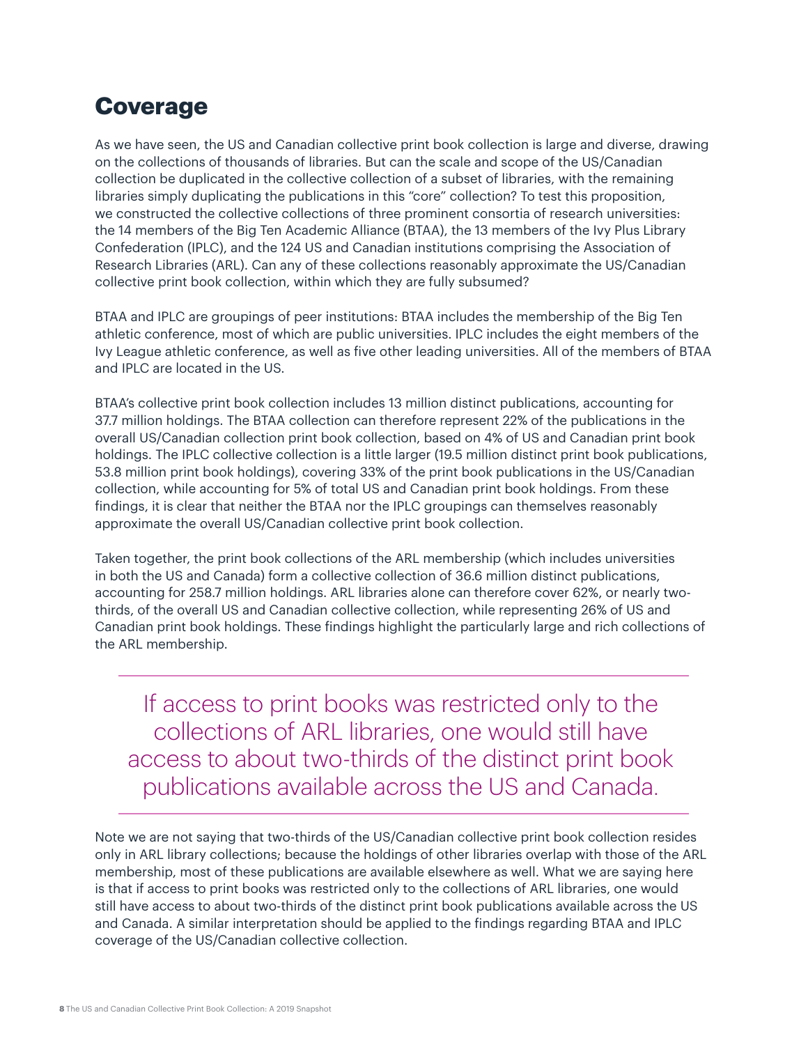## Coverage

As we have seen, the US and Canadian collective print book collection is large and diverse, drawing on the collections of thousands of libraries. But can the scale and scope of the US/Canadian collection be duplicated in the collective collection of a subset of libraries, with the remaining libraries simply duplicating the publications in this "core" collection? To test this proposition, we constructed the collective collections of three prominent consortia of research universities: the 14 members of the Big Ten Academic Alliance (BTAA), the 13 members of the Ivy Plus Library Confederation (IPLC), and the 124 US and Canadian institutions comprising the Association of Research Libraries (ARL). Can any of these collections reasonably approximate the US/Canadian collective print book collection, within which they are fully subsumed?

BTAA and IPLC are groupings of peer institutions: BTAA includes the membership of the Big Ten athletic conference, most of which are public universities. IPLC includes the eight members of the Ivy League athletic conference, as well as five other leading universities. All of the members of BTAA and IPLC are located in the US.

BTAA's collective print book collection includes 13 million distinct publications, accounting for 37.7 million holdings. The BTAA collection can therefore represent 22% of the publications in the overall US/Canadian collection print book collection, based on 4% of US and Canadian print book holdings. The IPLC collective collection is a little larger (19.5 million distinct print book publications, 53.8 million print book holdings), covering 33% of the print book publications in the US/Canadian collection, while accounting for 5% of total US and Canadian print book holdings. From these findings, it is clear that neither the BTAA nor the IPLC groupings can themselves reasonably approximate the overall US/Canadian collective print book collection.

Taken together, the print book collections of the ARL membership (which includes universities in both the US and Canada) form a collective collection of 36.6 million distinct publications, accounting for 258.7 million holdings. ARL libraries alone can therefore cover 62%, or nearly two-thirds, of the overall US and Canadian collective collection, while representing 26% of US and Canadian print book holdings. These findings highlight the particularly large and rich collections of the ARL membership.

> If access to print books was restricted only to the collections of ARL libraries, one would still have access to about two-thirds of the distinct print book publications available across the US and Canada.

Note we are not saying that two-thirds of the US/Canadian collective print book collection resides only in ARL library collections; because the holdings of other libraries overlap with those of the ARL membership, most of these publications are available elsewhere as well. What we are saying here is that if access to print books was restricted only to the collections of ARL libraries, one would still have access to about two-thirds of the distinct print book publications available across the US and Canada. A similar interpretation should be applied to the findings regarding BTAA and IPLC coverage of the US/Canadian collective collection.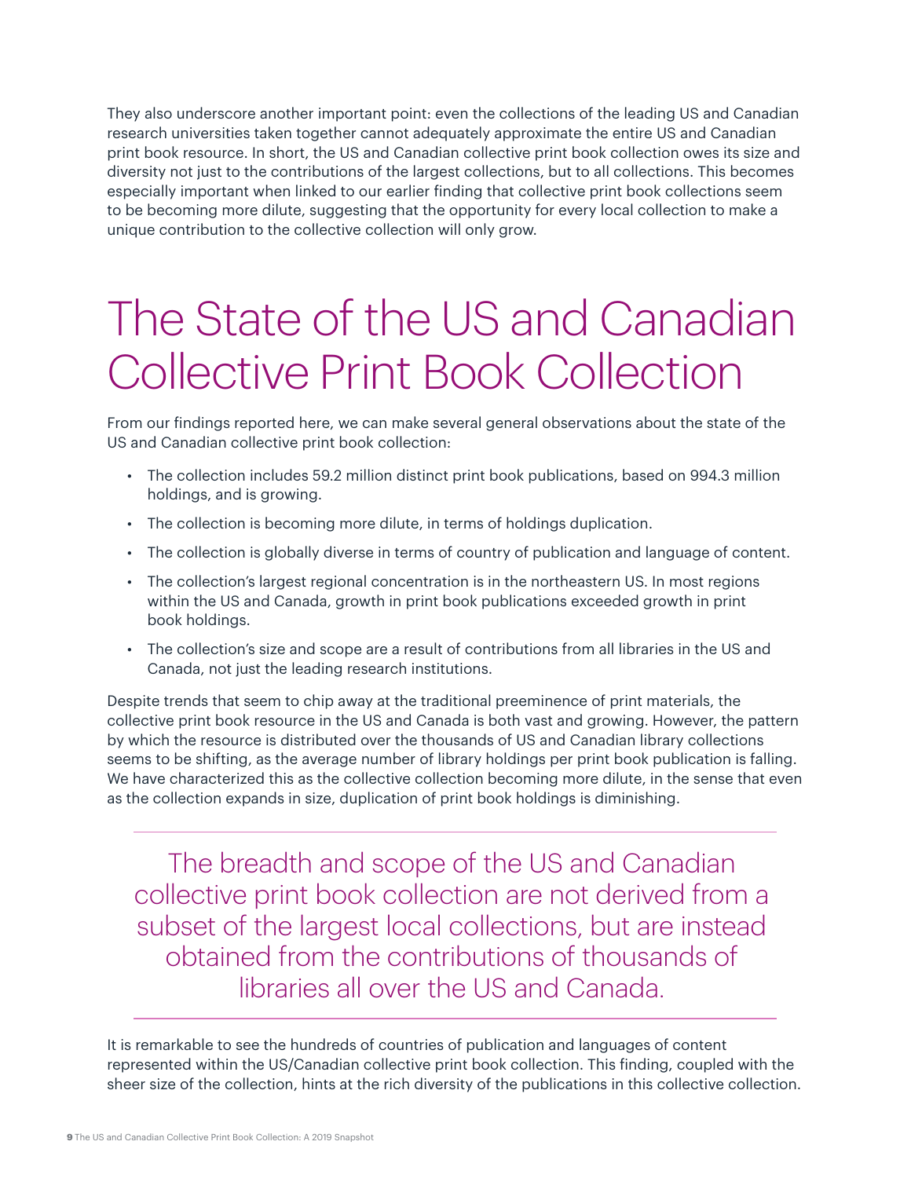They also underscore another important point: even the collections of the leading US and Canadian research universities taken together cannot adequately approximate the entire US and Canadian print book resource. In short, the US and Canadian collective print book collection owes its size and diversity not just to the contributions of the largest collections, but to all collections. This becomes especially important when linked to our earlier finding that collective print book collections seem to be becoming more dilute, suggesting that the opportunity for every local collection to make a unique contribution to the collective collection will only grow.

# The State of the US and Canadian Collective Print Book Collection

From our findings reported here, we can make several general observations about the state of the US and Canadian collective print book collection:

- The collection includes 59.2 million distinct print book publications, based on 994.3 million holdings, and is growing.
- The collection is becoming more dilute, in terms of holdings duplication.
- The collection is globally diverse in terms of country of publication and language of content.
- The collection's largest regional concentration is in the northeastern US. In most regions within the US and Canada, growth in print book publications exceeded growth in print book holdings.
- The collection's size and scope are a result of contributions from all libraries in the US and Canada, not just the leading research institutions.

Despite trends that seem to chip away at the traditional preeminence of print materials, the collective print book resource in the US and Canada is both vast and growing. However, the pattern by which the resource is distributed over the thousands of US and Canadian library collections seems to be shifting, as the average number of library holdings per print book publication is falling. We have characterized this as the collective collection becoming more dilute, in the sense that even as the collection expands in size, duplication of print book holdings is diminishing.

> The breadth and scope of the US and Canadian collective print book collection are not derived from a subset of the largest local collections, but are instead obtained from the contributions of thousands of libraries all over the US and Canada.

It is remarkable to see the hundreds of countries of publication and languages of content represented within the US/Canadian collective print book collection. This finding, coupled with the sheer size of the collection, hints at the rich diversity of the publications in this collective collection.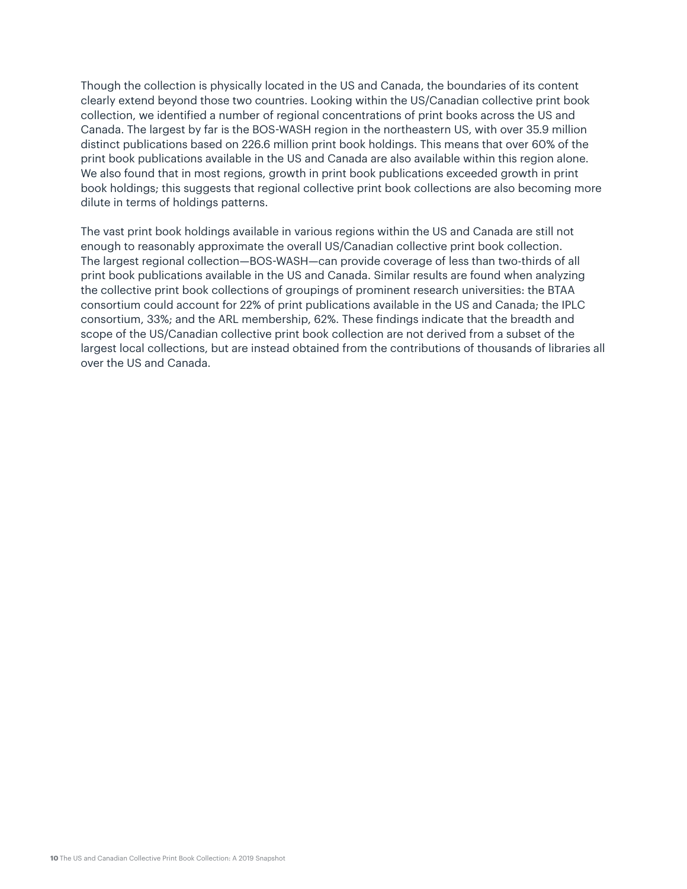Though the collection is physically located in the US and Canada, the boundaries of its content clearly extend beyond those two countries. Looking within the US/Canadian collective print book collection, we identified a number of regional concentrations of print books across the US and Canada. The largest by far is the BOS-WASH region in the northeastern US, with over 35.9 million distinct publications based on 226.6 million print book holdings. This means that over 60% of the print book publications available in the US and Canada are also available within this region alone. We also found that in most regions, growth in print book publications exceeded growth in print book holdings; this suggests that regional collective print book collections are also becoming more dilute in terms of holdings patterns.

The vast print book holdings available in various regions within the US and Canada are still not enough to reasonably approximate the overall US/Canadian collective print book collection. The largest regional collection—BOS-WASH—can provide coverage of less than two-thirds of all print book publications available in the US and Canada. Similar results are found when analyzing the collective print book collections of groupings of prominent research universities: the BTAA consortium could account for 22% of print publications available in the US and Canada; the IPLC consortium, 33%; and the ARL membership, 62%. These findings indicate that the breadth and scope of the US/Canadian collective print book collection are not derived from a subset of the largest local collections, but are instead obtained from the contributions of thousands of libraries all over the US and Canada.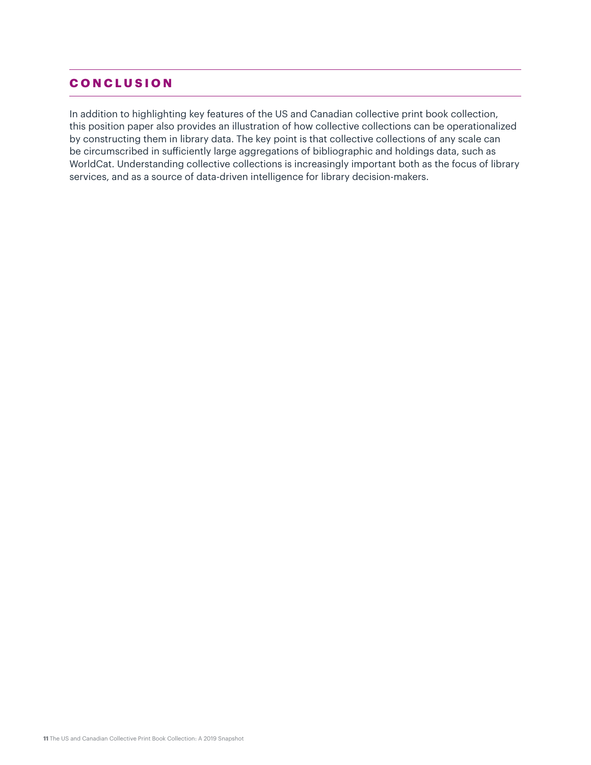## CONCLUSION

In addition to highlighting key features of the US and Canadian collective print book collection, this position paper also provides an illustration of how collective collections can be operationalized by constructing them in library data. The key point is that collective collections of any scale can be circumscribed in sufficiently large aggregations of bibliographic and holdings data, such as WorldCat. Understanding collective collections is increasingly important both as the focus of library services, and as a source of data-driven intelligence for library decision-makers.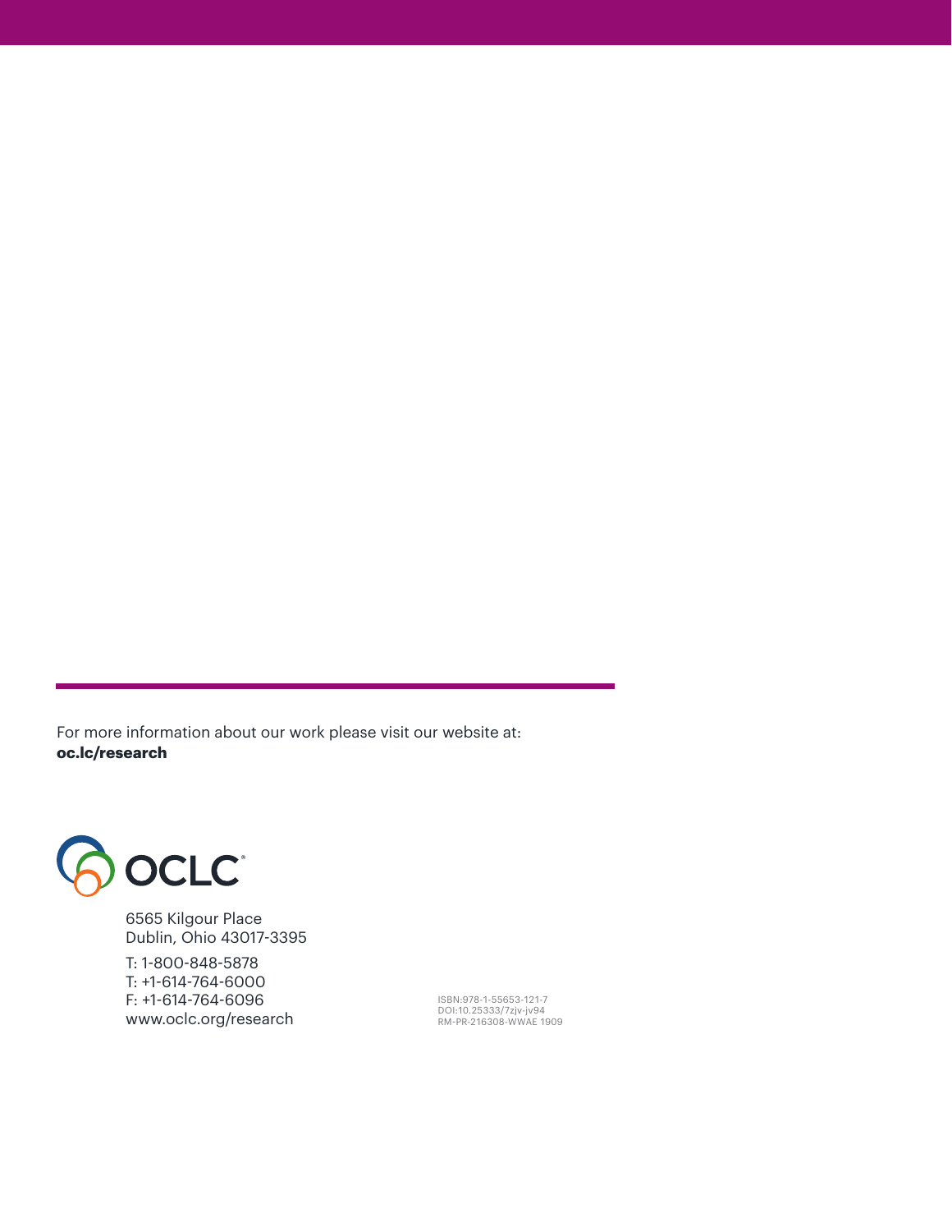For more information about our work please visit our website at:
**oc.lc/research**

OCLC

6565 Kilgour Place
Dublin, Ohio 43017-3395

T: 1-800-848-5878
T: +1-614-764-6000
F: +1-614-764-6096
www.oclc.org/research

ISBN:978-1-55653-121-7
DOI:10.25333/7zjv-jv94
RM-PR-216308-WWAE 1909